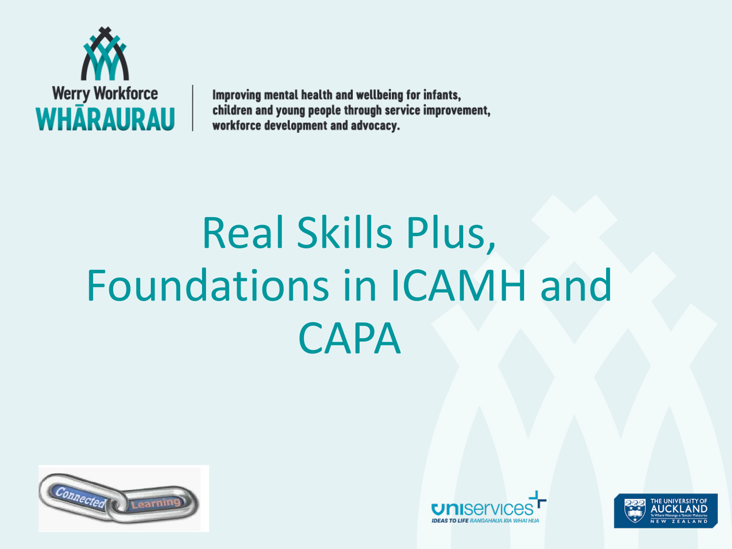Werry Workforce
WHĀRAURAU

Improving mental health and wellbeing for infants, children and young people through service improvement, workforce development and advocacy.

# Real Skills Plus, Foundations in ICAMH and CAPA

Connected Learning

uniservices
IDEAS TO LIFE RANGAHAUA KIA WHAI HUA

THE UNIVERSITY OF AUCKLAND
Te Whare Wānanga o Tāmaki Makaurau
NEW ZEALAND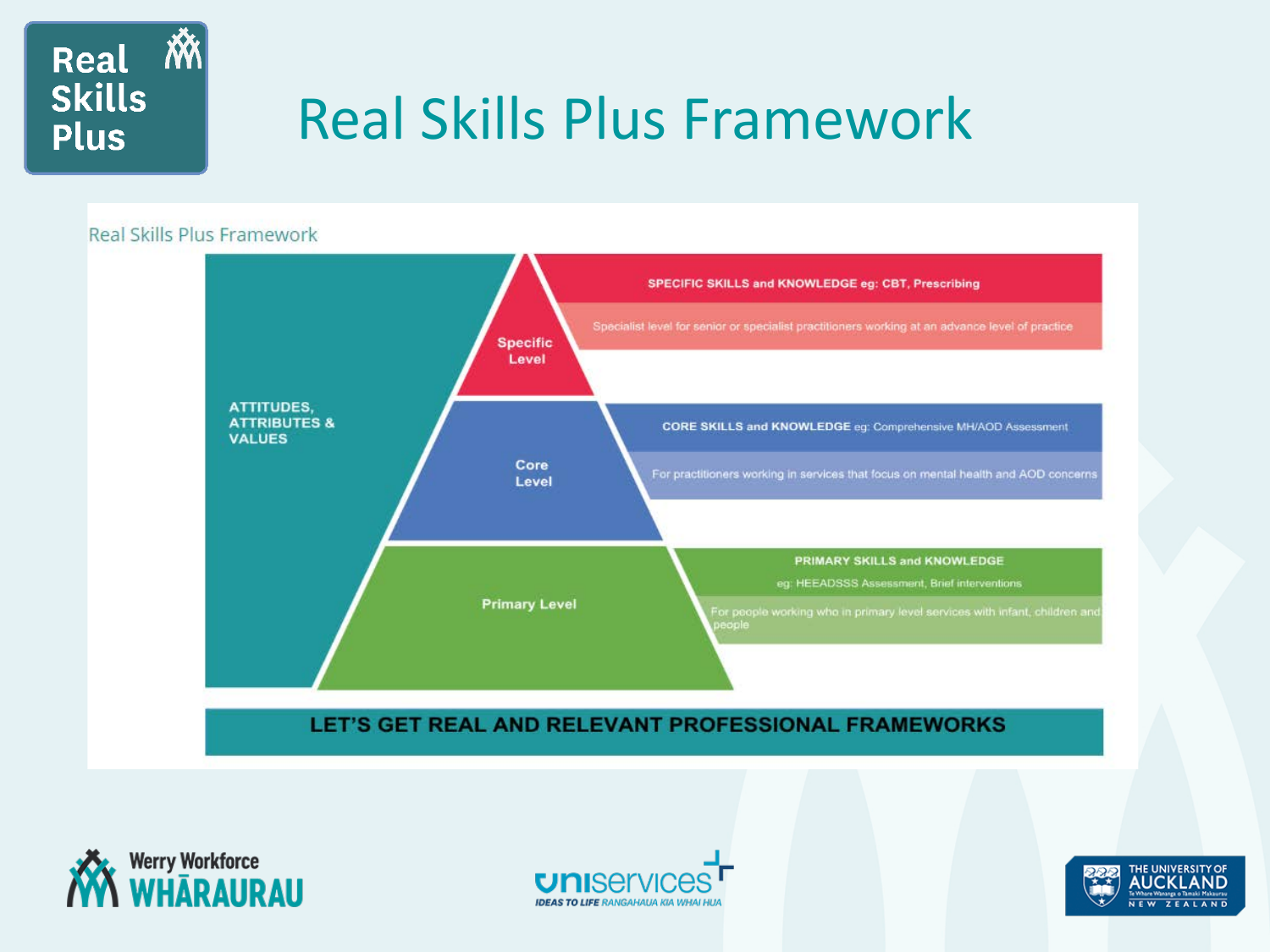# Real Skills Plus Framework

Real Skills Plus Framework

**ATTITUDES, ATTRIBUTES & VALUES**

**Specific Level**

**SPECIFIC SKILLS and KNOWLEDGE eg: CBT, Prescribing**

Specialist level for senior or specialist practitioners working at an advance level of practice

**Core Level**

**CORE SKILLS and KNOWLEDGE** eg: Comprehensive MH/AOD Assessment

For practitioners working in services that focus on mental health and AOD concerns

**Primary Level**

**PRIMARY SKILLS and KNOWLEDGE**

eg: HEEADSSS Assessment, Brief interventions

For people working who in primary level services with infant, children and people

**LET'S GET REAL AND RELEVANT PROFESSIONAL FRAMEWORKS**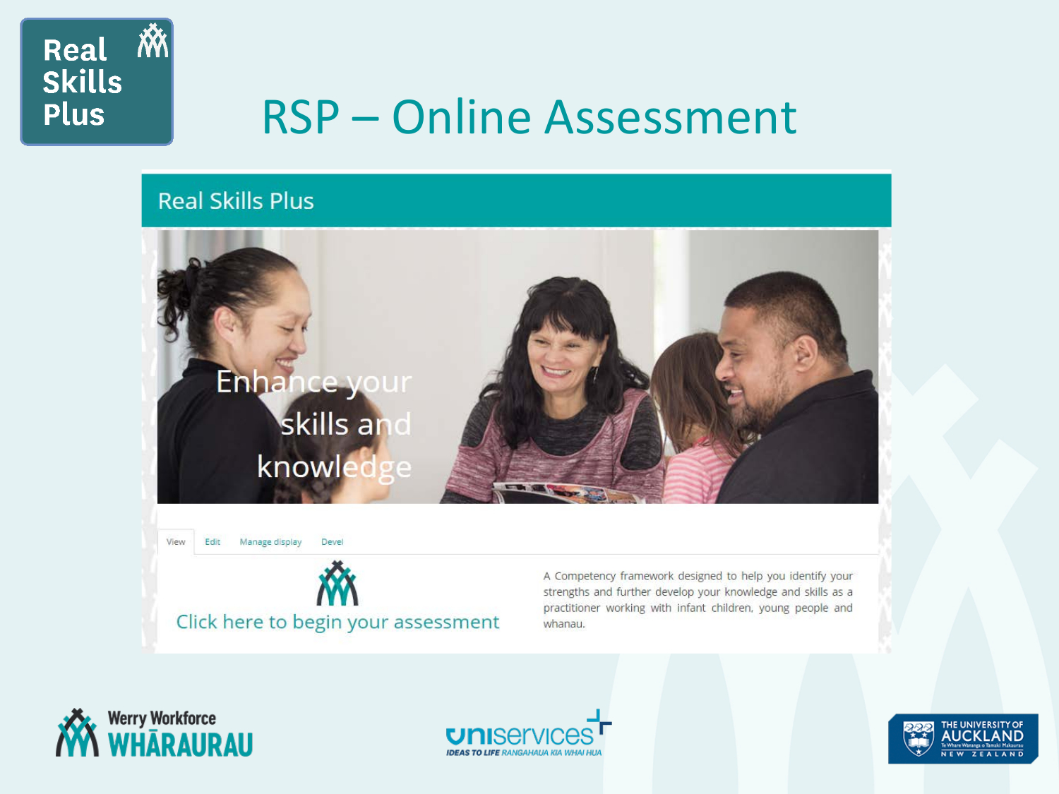Real Skills Plus

# RSP – Online Assessment

## Real Skills Plus

Enhance your skills and knowledge

View | Edit | Manage display | Devel

Click here to begin your assessment

A Competency framework designed to help you identify your strengths and further develop your knowledge and skills as a practitioner working with infant children, young people and whanau.

Werry Workforce WHĀRAURAU

uniservices IDEAS TO LIFE RANGAHAUA KIA WHAI HUA

THE UNIVERSITY OF AUCKLAND Te Whare Wānanga o Tāmaki Makaurau NEW ZEALAND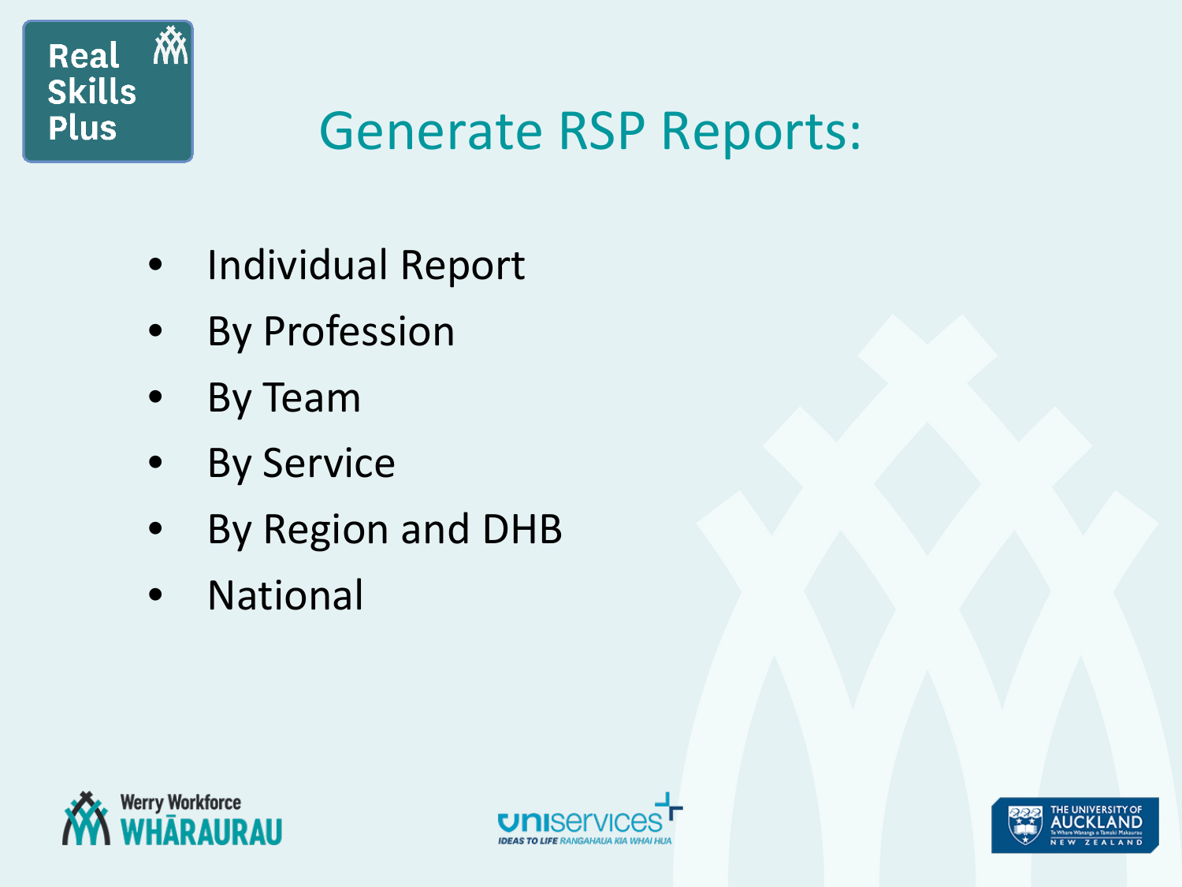# Generate RSP Reports:

- Individual Report
- By Profession
- By Team
- By Service
- By Region and DHB
- National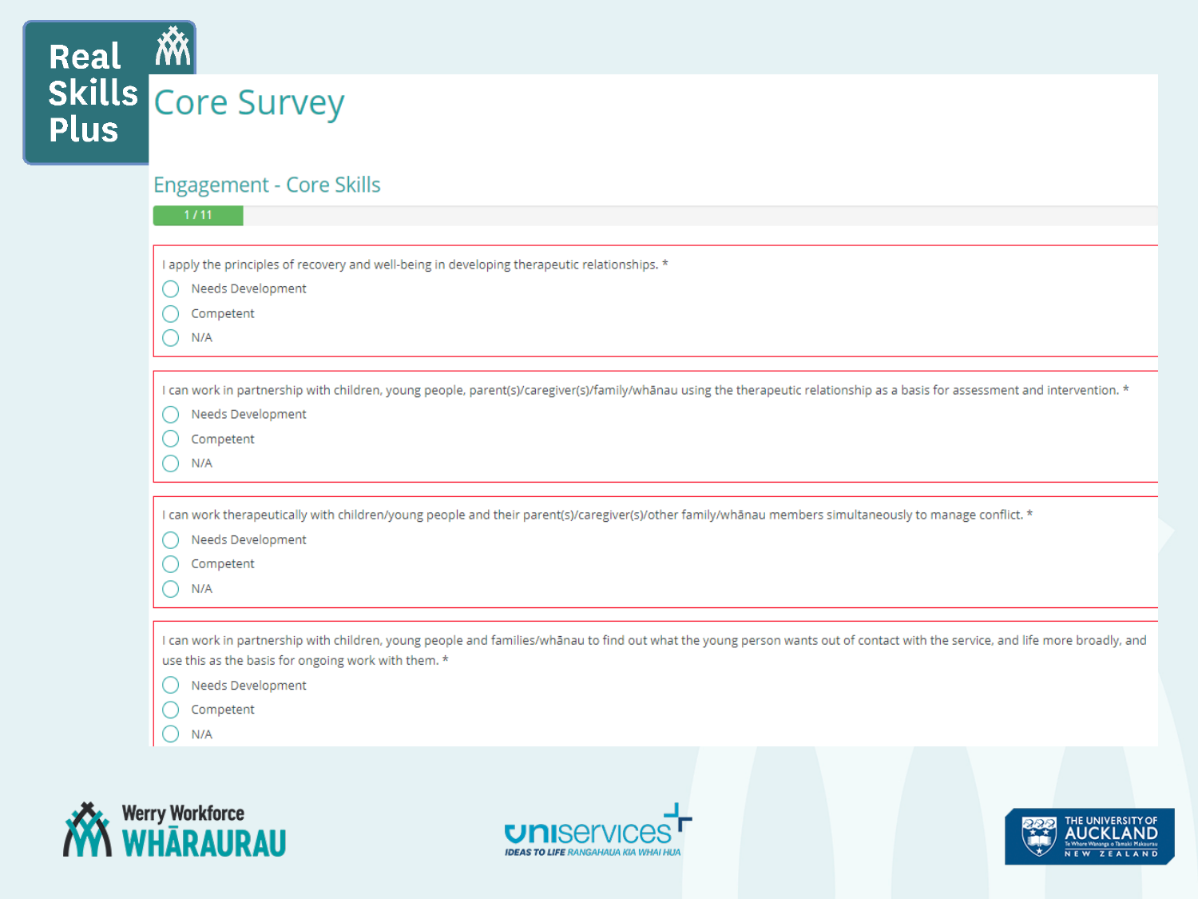Real Skills Plus

# Core Survey

## Engagement - Core Skills

1 / 11

I apply the principles of recovery and well-being in developing therapeutic relationships. *

- Needs Development
- Competent
- N/A

I can work in partnership with children, young people, parent(s)/caregiver(s)/family/whānau using the therapeutic relationship as a basis for assessment and intervention. *

- Needs Development
- Competent
- N/A

I can work therapeutically with children/young people and their parent(s)/caregiver(s)/other family/whānau members simultaneously to manage conflict. *

- Needs Development
- Competent
- N/A

I can work in partnership with children, young people and families/whānau to find out what the young person wants out of contact with the service, and life more broadly, and use this as the basis for ongoing work with them. *

- Needs Development
- Competent
- N/A

Werry Workforce WHĀRAURAU

uniservices IDEAS TO LIFE RANGAHAUA KIA WHAI HUA

THE UNIVERSITY OF AUCKLAND Te Whare Wānanga o Tāmaki Makaurau NEW ZEALAND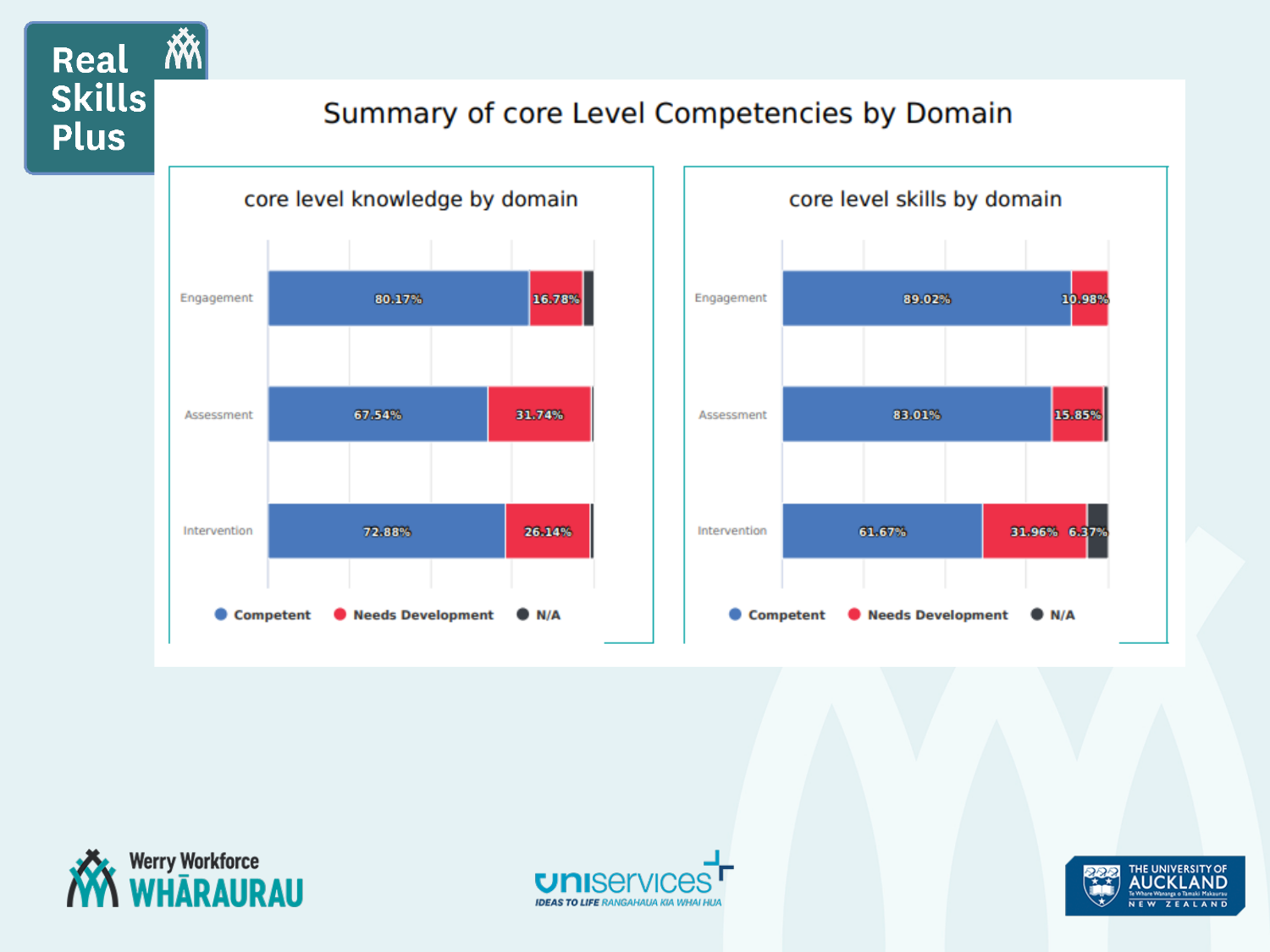# Summary of core Level Competencies by Domain

## core level knowledge by domain

| Domain | Competent | Needs Development | N/A |
|---|---|---|---|
| Engagement | 80.17% | 16.78% | |
| Assessment | 67.54% | 31.74% | |
| Intervention | 72.88% | 26.14% | |

## core level skills by domain

| Domain | Competent | Needs Development | N/A |
|---|---|---|---|
| Engagement | 89.02% | 10.98% | |
| Assessment | 83.01% | 15.85% | |
| Intervention | 61.67% | 31.96% | 6.37% |

● Competent ● Needs Development ● N/A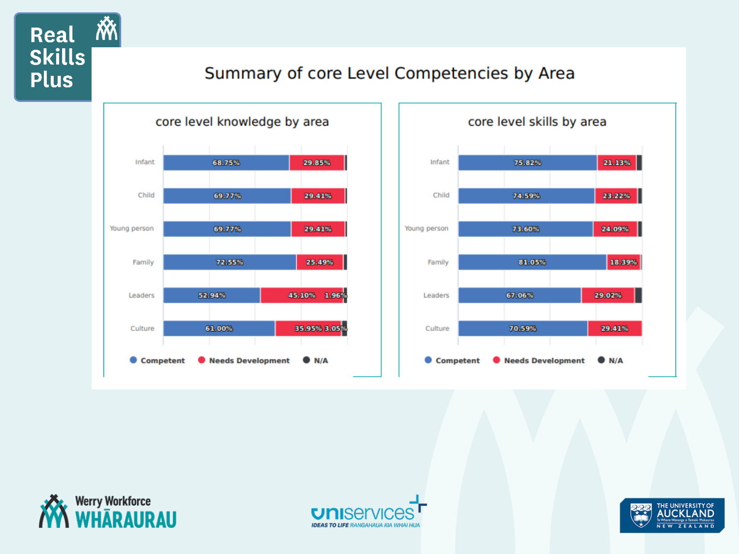# Summary of core Level Competencies by Area

## core level knowledge by area

| Area | Competent | Needs Development | N/A |
|---|---|---|---|
| Infant | 68.75% | 29.85% | |
| Child | 69.77% | 29.41% | |
| Young person | 69.77% | 29.41% | |
| Family | 72.55% | 25.49% | |
| Leaders | 52.94% | 45.10% | 1.96% |
| Culture | 61.00% | 35.95% | 3.05% |

## core level skills by area

| Area | Competent | Needs Development | N/A |
|---|---|---|---|
| Infant | 75.82% | 21.13% | |
| Child | 74.59% | 23.22% | |
| Young person | 73.60% | 24.09% | |
| Family | 81.05% | 18.39% | |
| Leaders | 67.06% | 29.02% | |
| Culture | 70.59% | 29.41% | |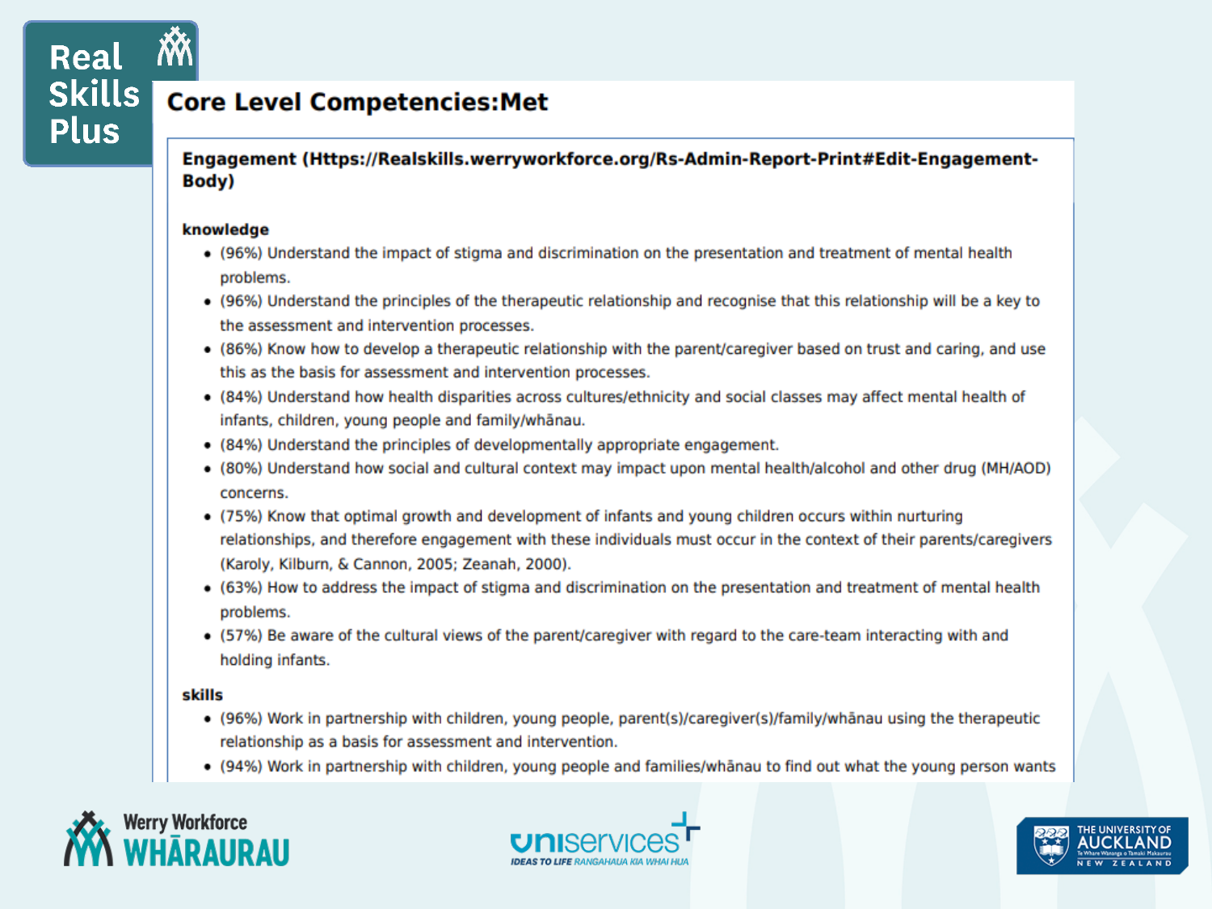## Core Level Competencies:Met

### Engagement (Https://Realskills.werryworkforce.org/Rs-Admin-Report-Print#Edit-Engagement-Body)

**knowledge**

- (96%) Understand the impact of stigma and discrimination on the presentation and treatment of mental health problems.
- (96%) Understand the principles of the therapeutic relationship and recognise that this relationship will be a key to the assessment and intervention processes.
- (86%) Know how to develop a therapeutic relationship with the parent/caregiver based on trust and caring, and use this as the basis for assessment and intervention processes.
- (84%) Understand how health disparities across cultures/ethnicity and social classes may affect mental health of infants, children, young people and family/whānau.
- (84%) Understand the principles of developmentally appropriate engagement.
- (80%) Understand how social and cultural context may impact upon mental health/alcohol and other drug (MH/AOD) concerns.
- (75%) Know that optimal growth and development of infants and young children occurs within nurturing relationships, and therefore engagement with these individuals must occur in the context of their parents/caregivers (Karoly, Kilburn, & Cannon, 2005; Zeanah, 2000).
- (63%) How to address the impact of stigma and discrimination on the presentation and treatment of mental health problems.
- (57%) Be aware of the cultural views of the parent/caregiver with regard to the care-team interacting with and holding infants.

**skills**

- (96%) Work in partnership with children, young people, parent(s)/caregiver(s)/family/whānau using the therapeutic relationship as a basis for assessment and intervention.
- (94%) Work in partnership with children, young people and families/whānau to find out what the young person wants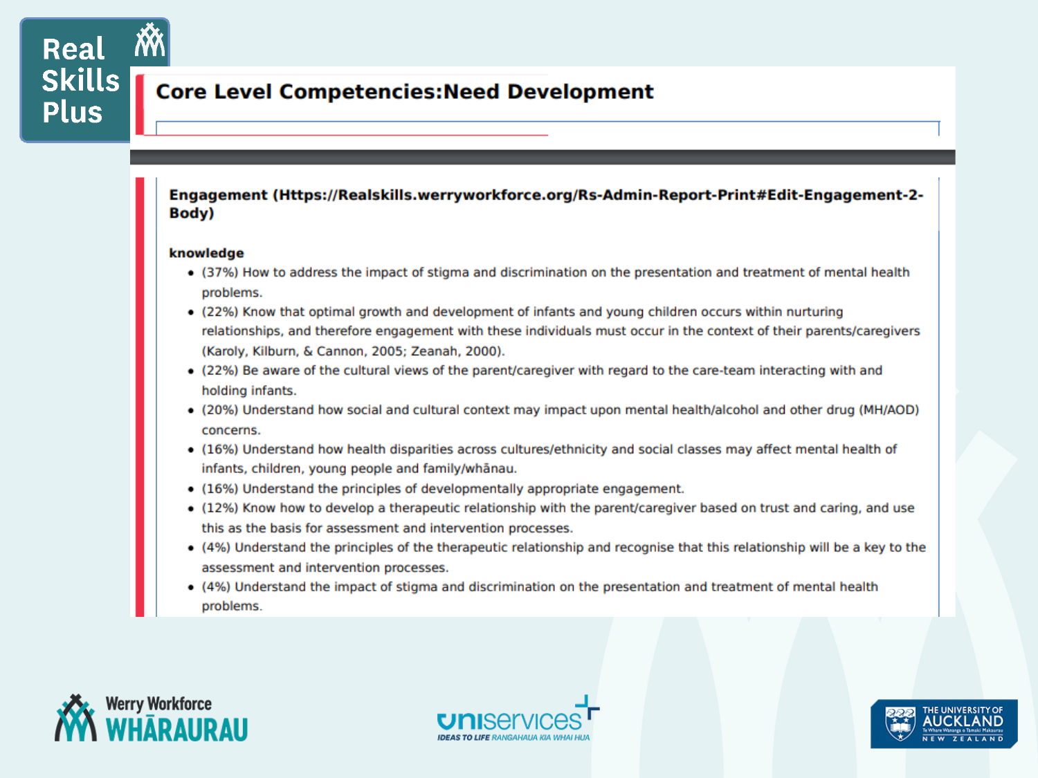# Core Level Competencies:Need Development

## Engagement (Https://Realskills.werryworkforce.org/Rs-Admin-Report-Print#Edit-Engagement-2-Body)

**knowledge**

- (37%) How to address the impact of stigma and discrimination on the presentation and treatment of mental health problems.
- (22%) Know that optimal growth and development of infants and young children occurs within nurturing relationships, and therefore engagement with these individuals must occur in the context of their parents/caregivers (Karoly, Kilburn, & Cannon, 2005; Zeanah, 2000).
- (22%) Be aware of the cultural views of the parent/caregiver with regard to the care-team interacting with and holding infants.
- (20%) Understand how social and cultural context may impact upon mental health/alcohol and other drug (MH/AOD) concerns.
- (16%) Understand how health disparities across cultures/ethnicity and social classes may affect mental health of infants, children, young people and family/whānau.
- (16%) Understand the principles of developmentally appropriate engagement.
- (12%) Know how to develop a therapeutic relationship with the parent/caregiver based on trust and caring, and use this as the basis for assessment and intervention processes.
- (4%) Understand the principles of the therapeutic relationship and recognise that this relationship will be a key to the assessment and intervention processes.
- (4%) Understand the impact of stigma and discrimination on the presentation and treatment of mental health problems.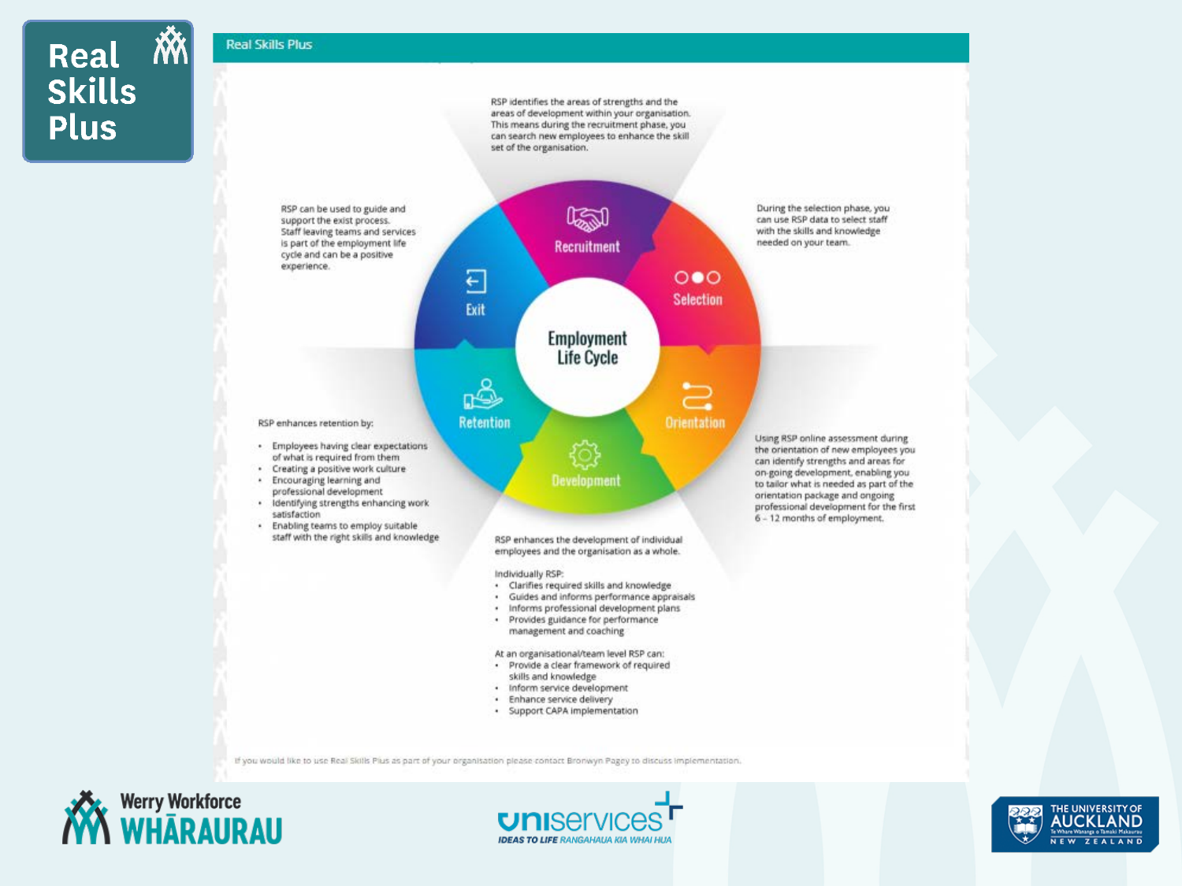# Real Skills Plus

## Employment Life Cycle

### Recruitment

RSP identifies the areas of strengths and the areas of development within your organisation. This means during the recruitment phase, you can search new employees to enhance the skill set of the organisation.

### Selection

During the selection phase, you can use RSP data to select staff with the skills and knowledge needed on your team.

### Orientation

Using RSP online assessment during the orientation of new employees you can identify strengths and areas for on-going development, enabling you to tailor what is needed as part of the orientation package and ongoing professional development for the first 6 – 12 months of employment.

### Development

RSP enhances the development of individual employees and the organisation as a whole.

Individually RSP:

- Clarifies required skills and knowledge
- Guides and informs performance appraisals
- Informs professional development plans
- Provides guidance for performance management and coaching

At an organisational/team level RSP can:

- Provide a clear framework of required skills and knowledge
- Inform service development
- Enhance service delivery
- Support CAPA implementation

### Retention

RSP enhances retention by:

- Employees having clear expectations of what is required from them
- Creating a positive work culture
- Encouraging learning and professional development
- Identifying strengths enhancing work satisfaction
- Enabling teams to employ suitable staff with the right skills and knowledge

### Exit

RSP can be used to guide and support the exist process. Staff leaving teams and services is part of the employment life cycle and can be a positive experience.

If you would like to use Real Skills Plus as part of your organisation please contact Bronwyn Pagey to discuss implementation.

Werry Workforce Whāraurau

uniservices IDEAS TO LIFE RANGAHAUA KIA WHAI HUA

The University of Auckland, Te Whare Wānanga o Tāmaki Makaurau, New Zealand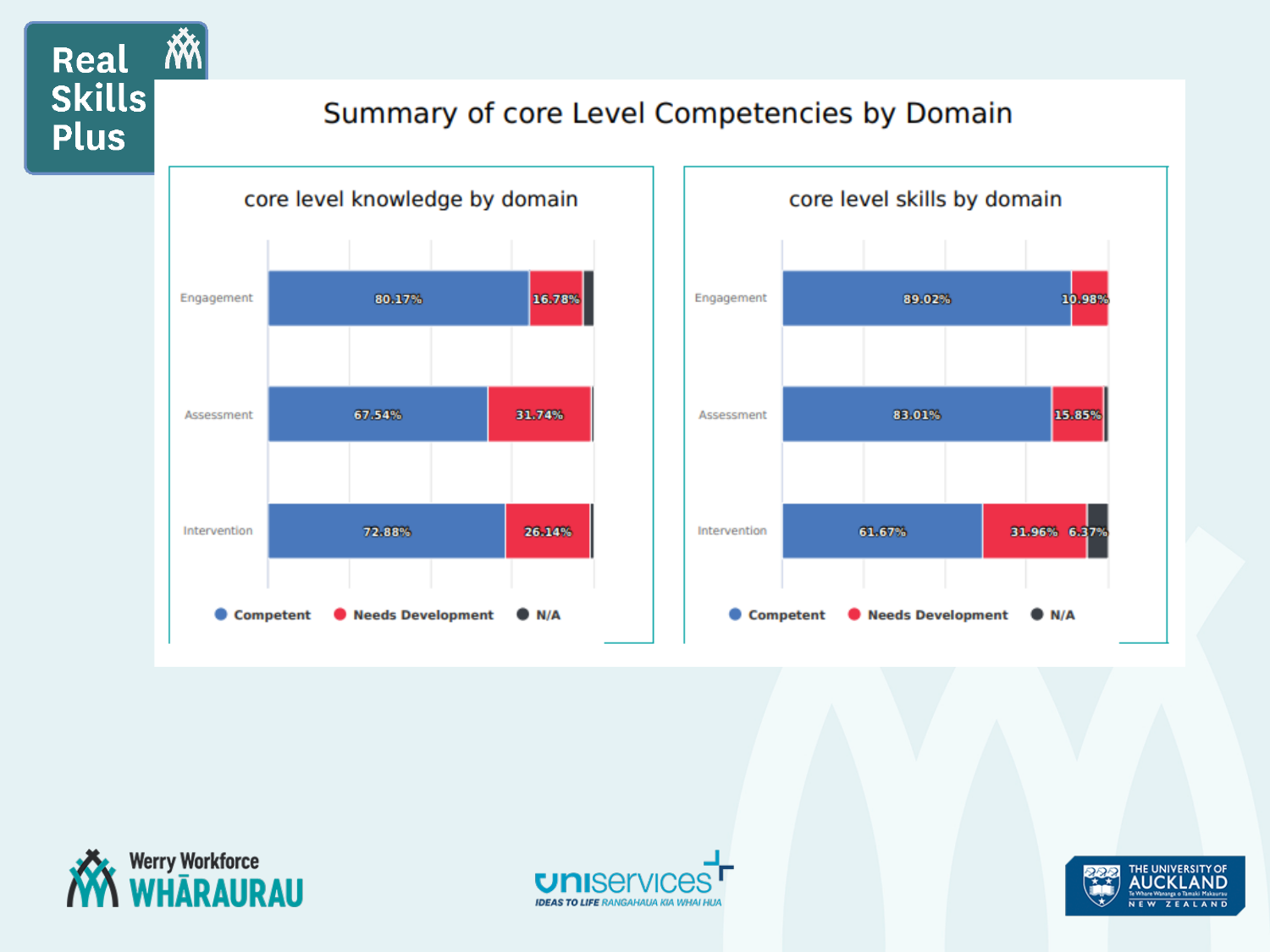# Summary of core Level Competencies by Domain

## core level knowledge by domain

| Domain | Competent | Needs Development | N/A |
| --- | --- | --- | --- |
| Engagement | 80.17% | 16.78% | |
| Assessment | 67.54% | 31.74% | |
| Intervention | 72.88% | 26.14% | |

## core level skills by domain

| Domain | Competent | Needs Development | N/A |
| --- | --- | --- | --- |
| Engagement | 89.02% | 10.98% | |
| Assessment | 83.01% | 15.85% | |
| Intervention | 61.67% | 31.96% | 6.37% |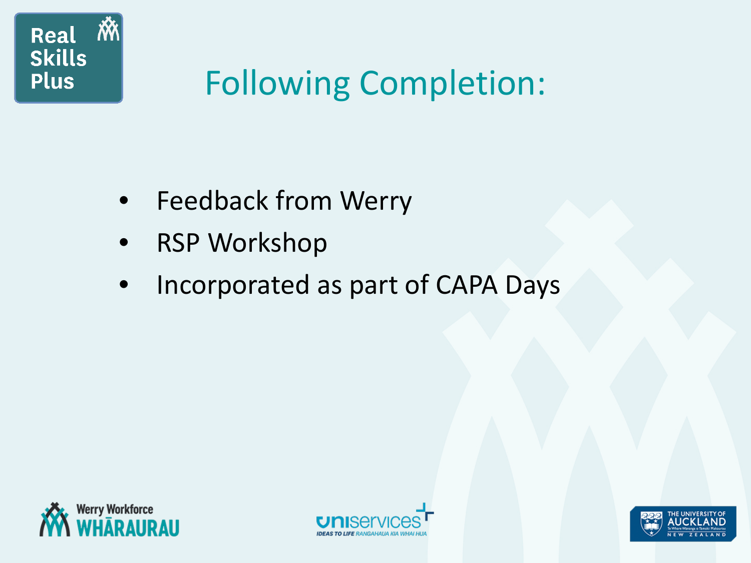# Following Completion:

- Feedback from Werry
- RSP Workshop
- Incorporated as part of CAPA Days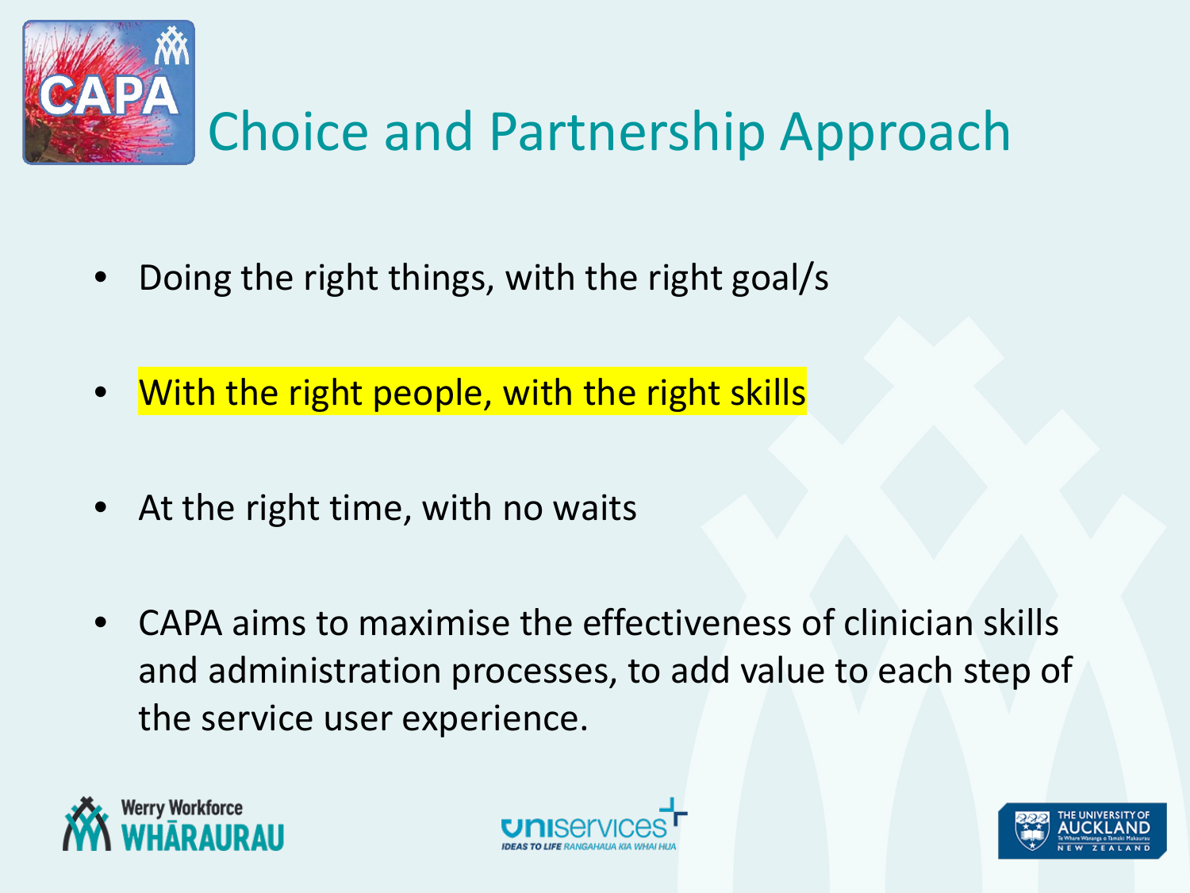# Choice and Partnership Approach

- Doing the right things, with the right goal/s
- With the right people, with the right skills
- At the right time, with no waits
- CAPA aims to maximise the effectiveness of clinician skills and administration processes, to add value to each step of the service user experience.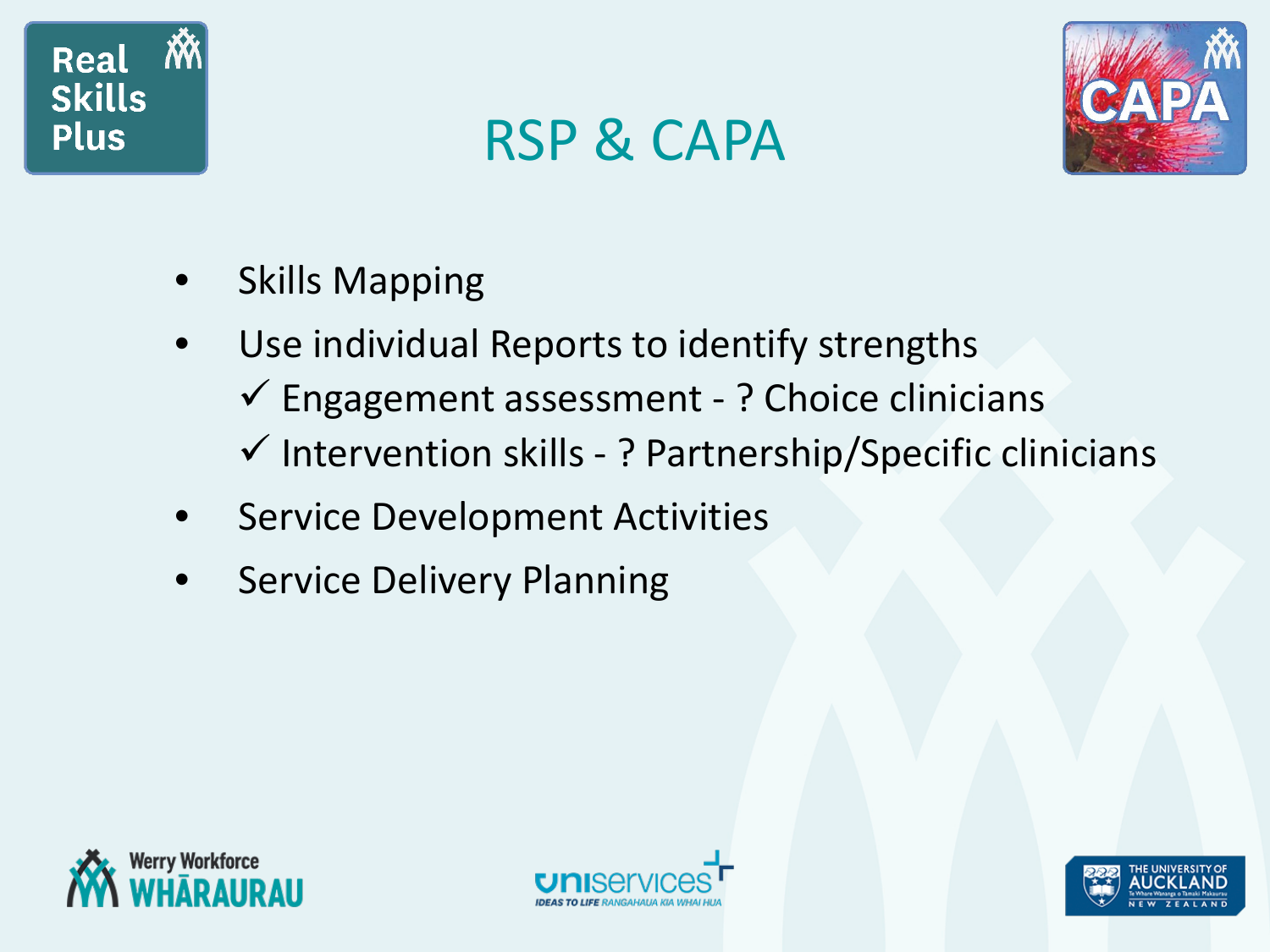# RSP & CAPA

- Skills Mapping
- Use individual Reports to identify strengths
  - ✓ Engagement assessment - ? Choice clinicians
  - ✓ Intervention skills - ? Partnership/Specific clinicians
- Service Development Activities
- Service Delivery Planning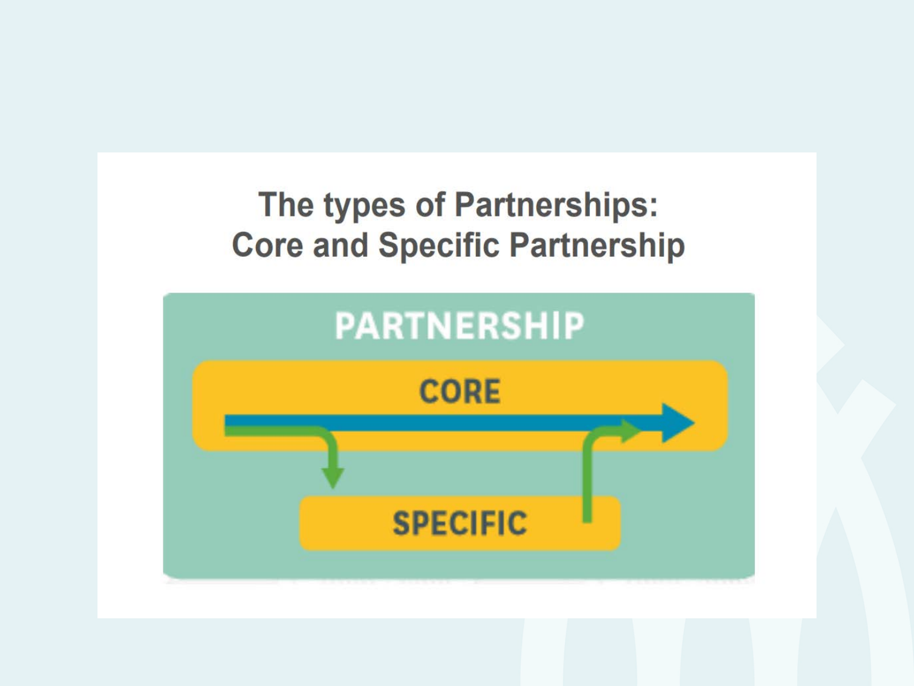# The types of Partnerships: Core and Specific Partnership

PARTNERSHIP

CORE

SPECIFIC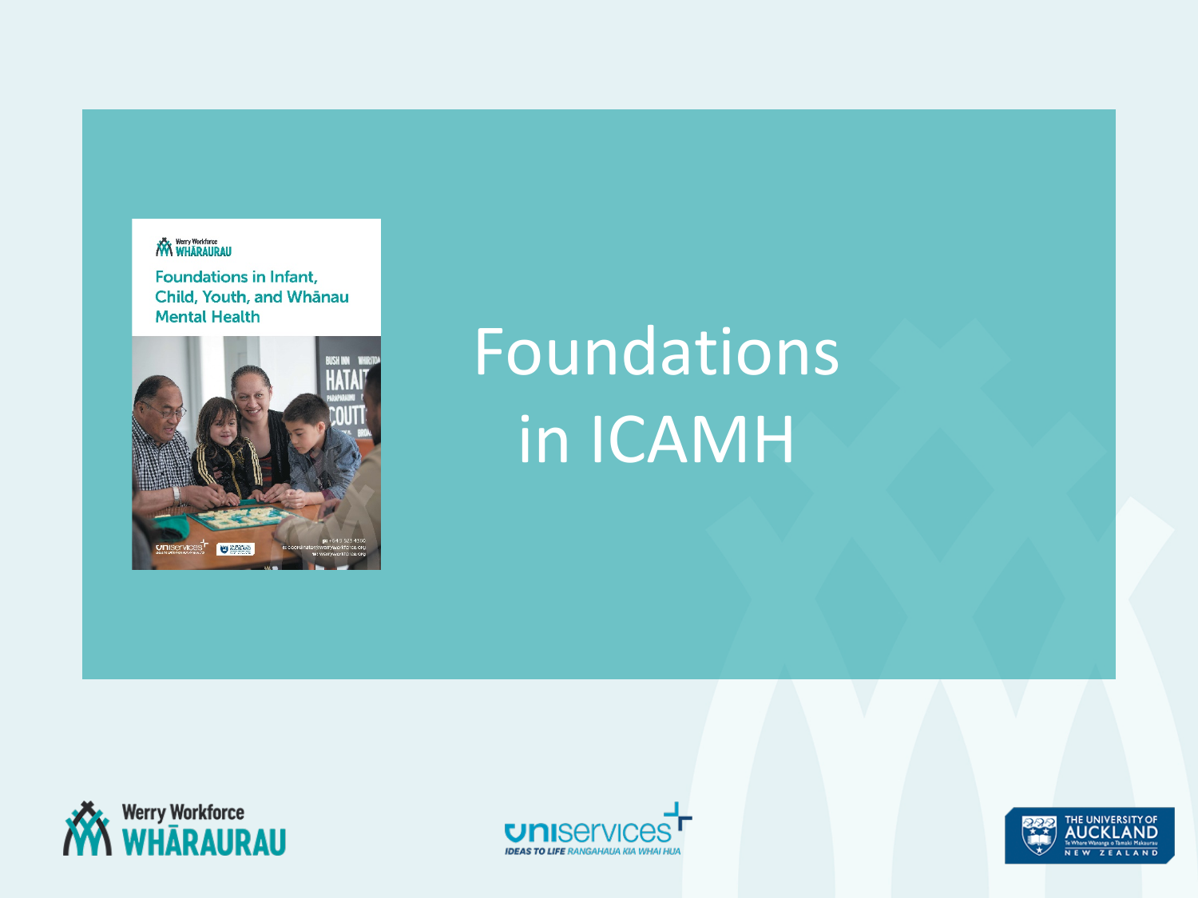# Foundations in ICAMH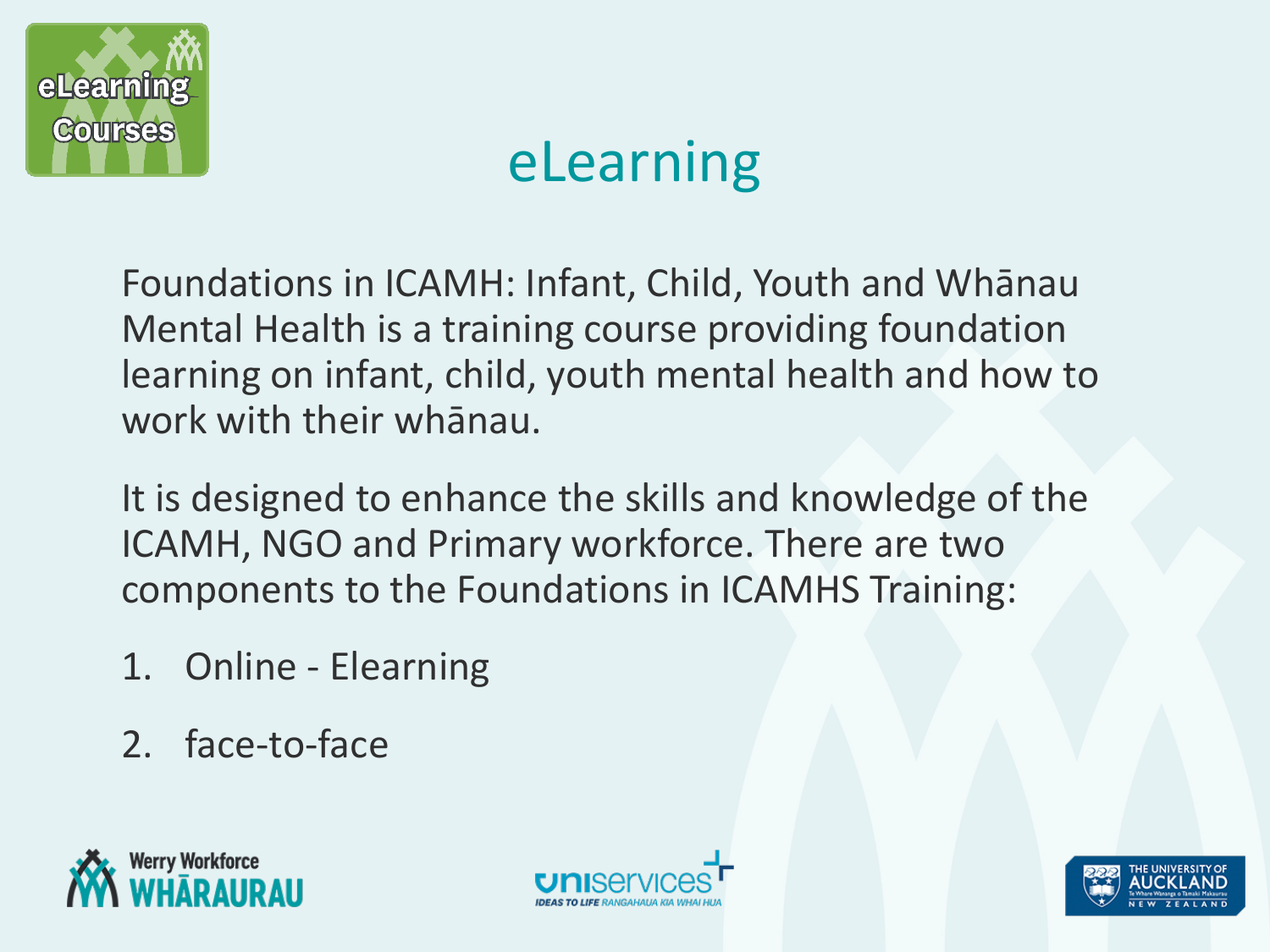# eLearning

Foundations in ICAMH: Infant, Child, Youth and Whānau Mental Health is a training course providing foundation learning on infant, child, youth mental health and how to work with their whānau.

It is designed to enhance the skills and knowledge of the ICAMH, NGO and Primary workforce. There are two components to the Foundations in ICAMHS Training:

1. Online - Elearning
2. face-to-face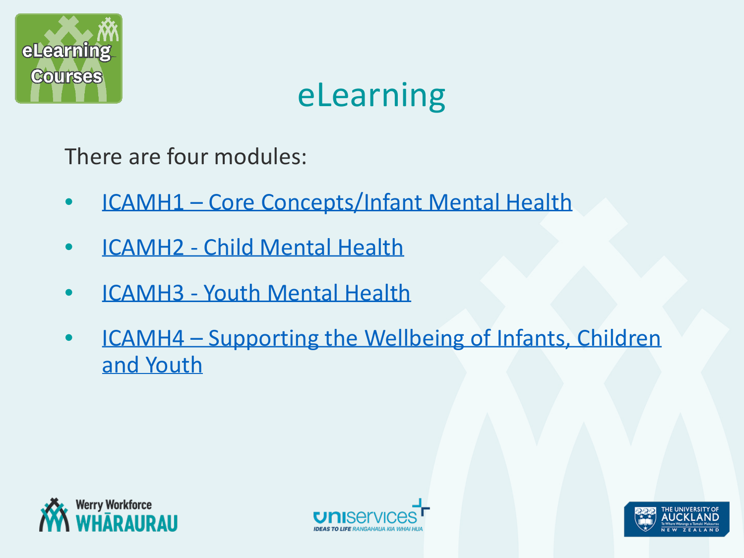# eLearning

There are four modules:

- ICAMH1 – Core Concepts/Infant Mental Health
- ICAMH2 - Child Mental Health
- ICAMH3 - Youth Mental Health
- ICAMH4 – Supporting the Wellbeing of Infants, Children and Youth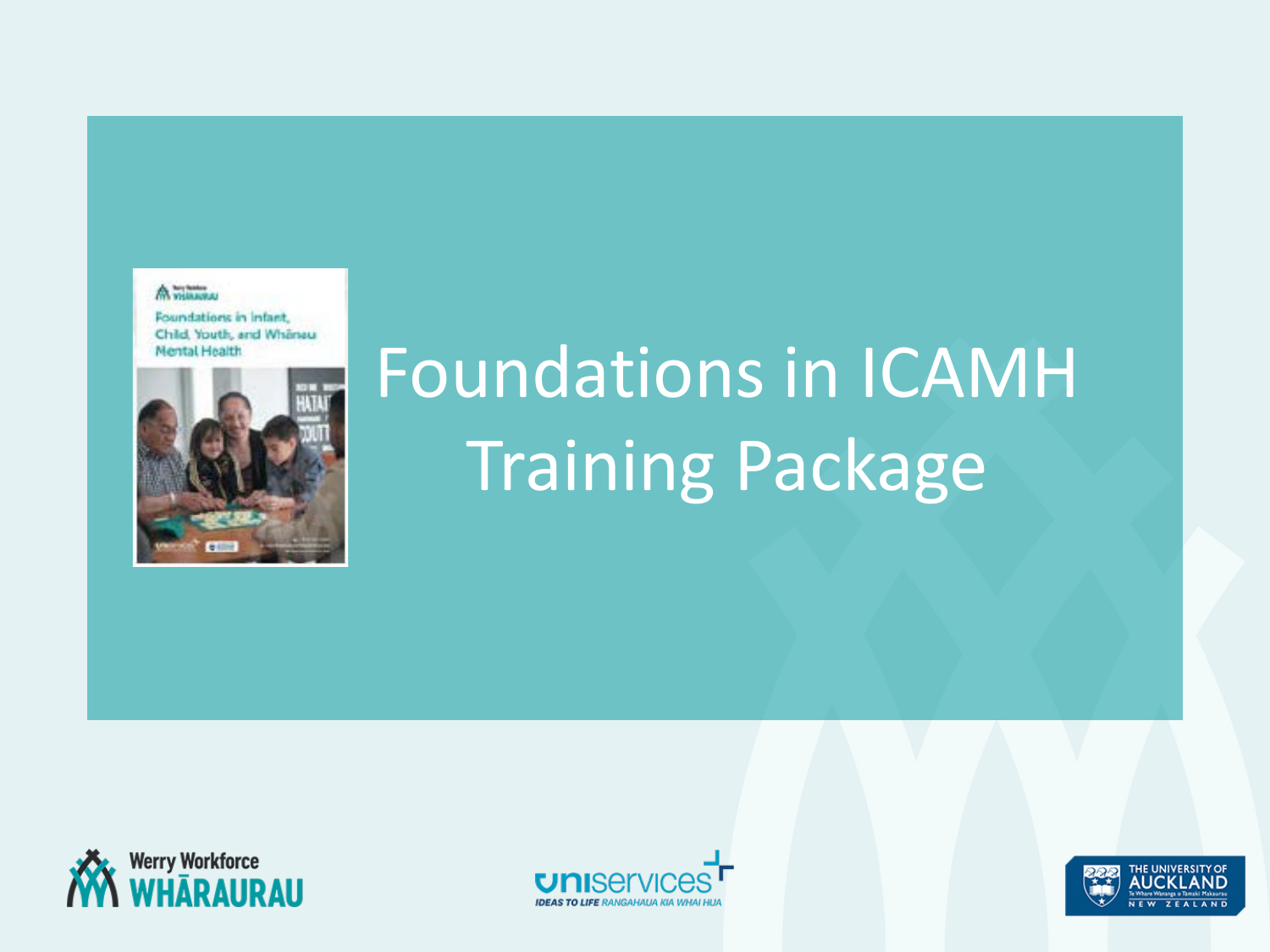# Foundations in ICAMH Training Package

Foundations in Infant, Child, Youth, and Whānau Mental Health

Werry Workforce WHĀRAURAU

uniservices IDEAS TO LIFE RANGAHAUA KIA WHAI HUA

THE UNIVERSITY OF AUCKLAND Te Whare Wānanga o Tāmaki Makaurau NEW ZEALAND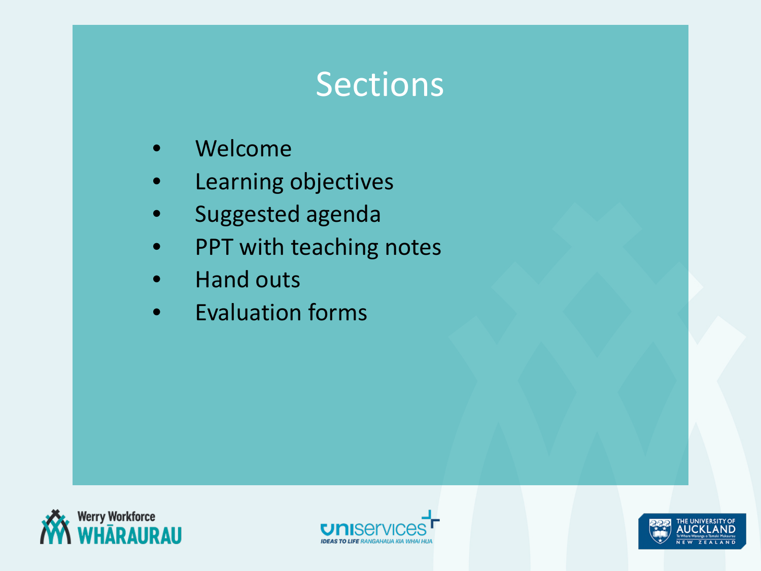# Sections

- Welcome
- Learning objectives
- Suggested agenda
- PPT with teaching notes
- Hand outs
- Evaluation forms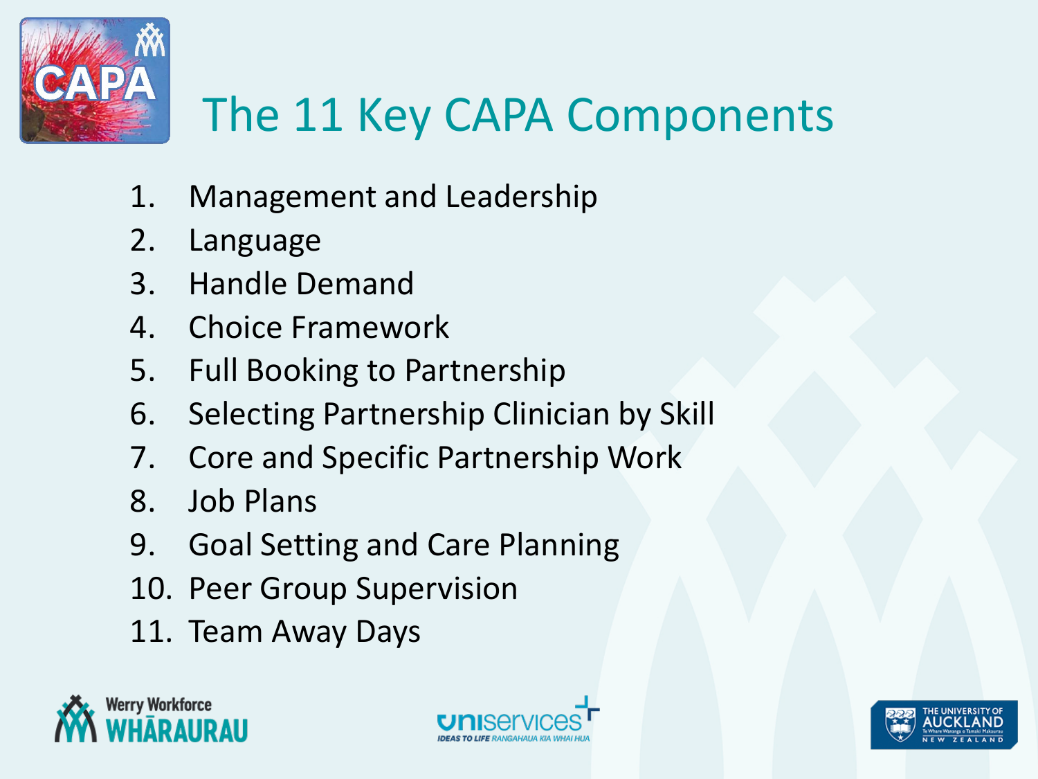# The 11 Key CAPA Components

1. Management and Leadership
2. Language
3. Handle Demand
4. Choice Framework
5. Full Booking to Partnership
6. Selecting Partnership Clinician by Skill
7. Core and Specific Partnership Work
8. Job Plans
9. Goal Setting and Care Planning
10. Peer Group Supervision
11. Team Away Days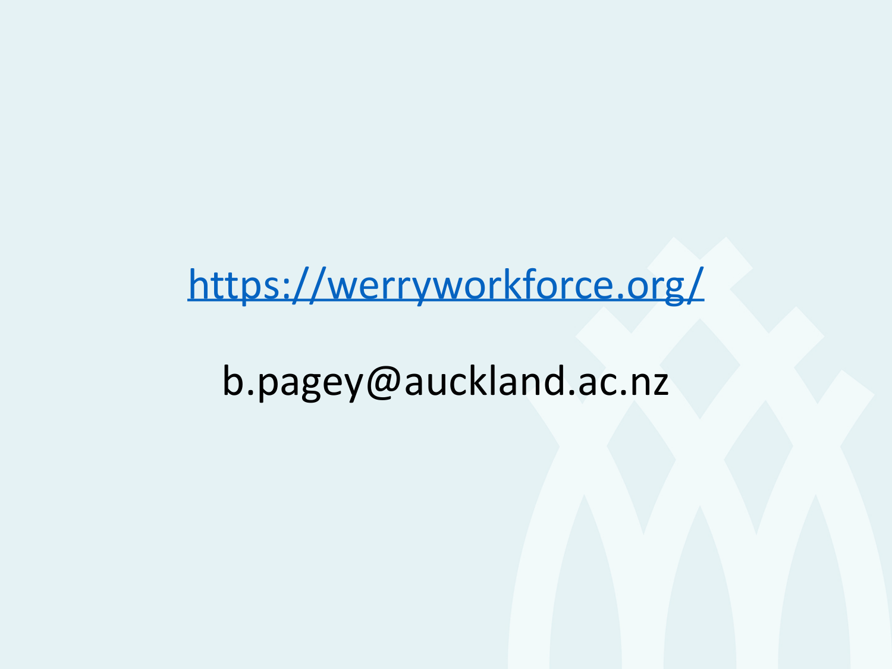[https://werryworkforce.org/](https://werryworkforce.org/)

b.pagey@auckland.ac.nz